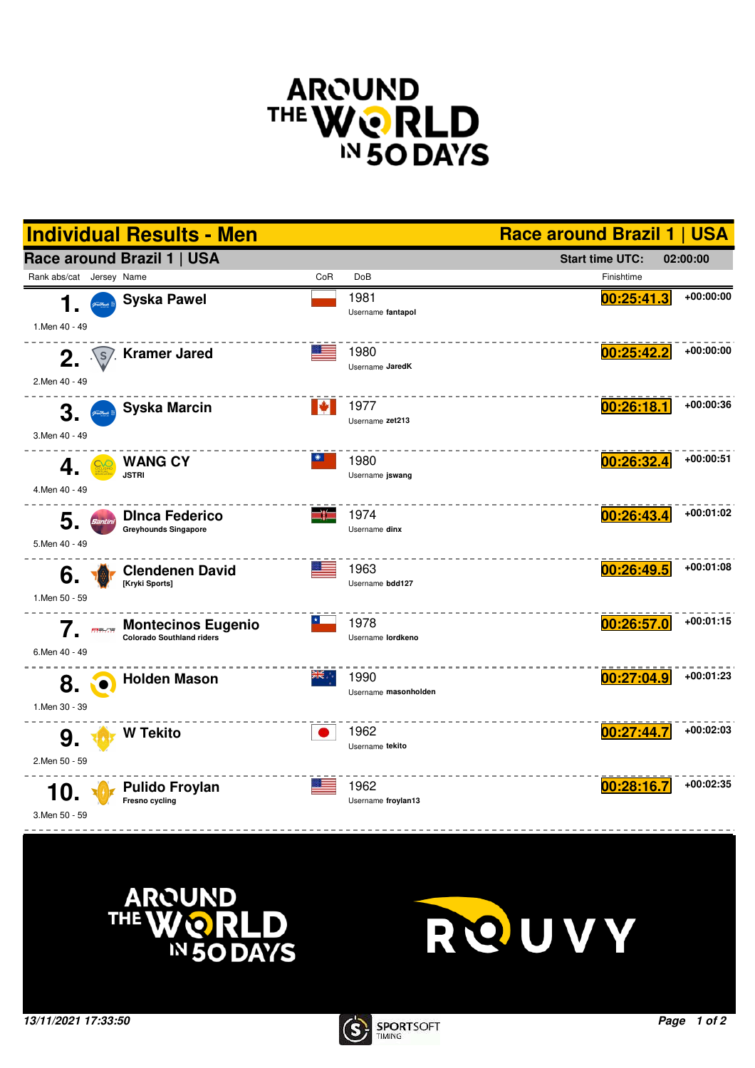# Individual Results - Men

## Race around Brazil 1 | USA

**Race around Brazil 1 | USA**

**Start time UTC: 02:00:00**

| Rank abs/cat | Jersey | Name | CoR | DoB | Finishtime | |
|---|---|---|---|---|---|---|
| 1. / 1.Men 40 - 49 | | **Syska Pawel** | | 1981 / Username **fantapol** | 00:25:41.3 | +00:00:00 |
| 2. / 2.Men 40 - 49 | | **Kramer Jared** | | 1980 / Username **JaredK** | 00:25:42.2 | +00:00:00 |
| 3. / 3.Men 40 - 49 | | **Syska Marcin** | | 1977 / Username **zet213** | 00:26:18.1 | +00:00:36 |
| 4. / 4.Men 40 - 49 | | **WANG CY** / JSTRI | | 1980 / Username **jswang** | 00:26:32.4 | +00:00:51 |
| 5. / 5.Men 40 - 49 | | **DInca Federico** / Greyhounds Singapore | | 1974 / Username **dinx** | 00:26:43.4 | +00:01:02 |
| 6. / 1.Men 50 - 59 | | **Clendenen David** / [Kryki Sports] | | 1963 / Username **bdd127** | 00:26:49.5 | +00:01:08 |
| 7. / 6.Men 40 - 49 | | **Montecinos Eugenio** / Colorado Southland riders | | 1978 / Username **lordkeno** | 00:26:57.0 | +00:01:15 |
| 8. / 1.Men 30 - 39 | | **Holden Mason** | | 1990 / Username **masonholden** | 00:27:04.9 | +00:01:23 |
| 9. / 2.Men 50 - 59 | | **W Tekito** | | 1962 / Username **tekito** | 00:27:44.7 | +00:02:03 |
| 10. / 3.Men 50 - 59 | | **Pulido Froylan** / Fresno cycling | | 1962 / Username **froylan13** | 00:28:16.7 | +00:02:35 |

*13/11/2021 17:33:50*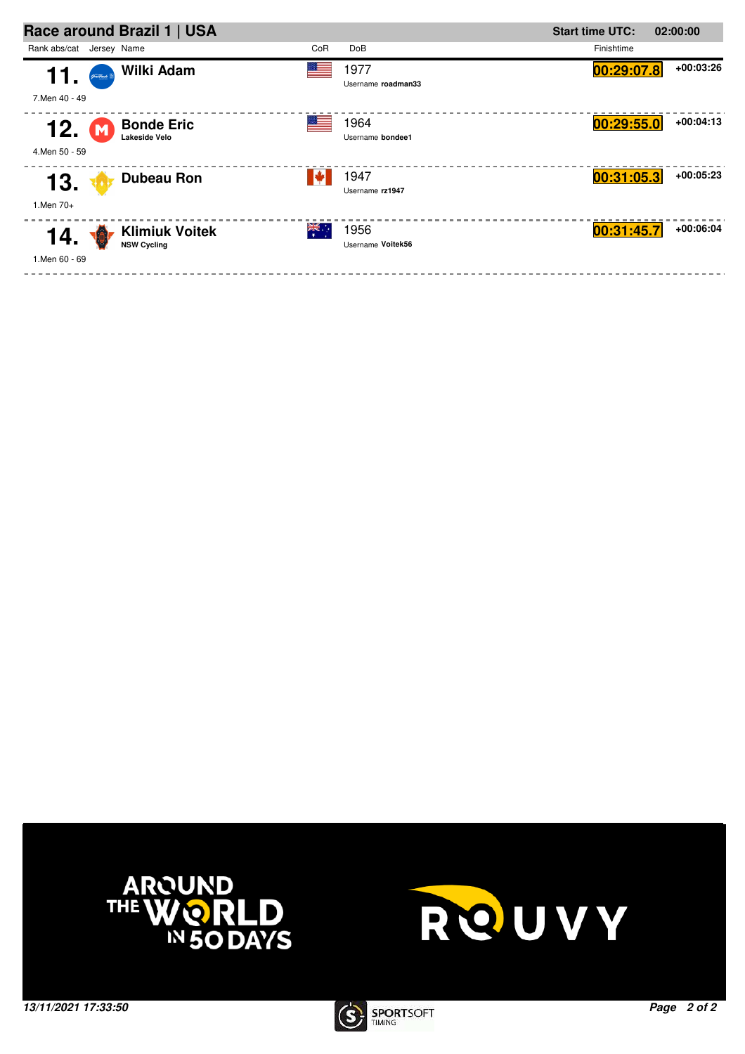## Race around Brazil 1 | USA

Start time UTC: 02:00:00

| Rank abs/cat | Jersey | Name | CoR | DoB | Finishtime | |
|---|---|---|---|---|---|---|
| 11. 7.Men 40 - 49 | | **Wilki Adam** | USA | 1977 Username **roadman33** | 00:29:07.8 | +00:03:26 |
| 12. 4.Men 50 - 59 | | **Bonde Eric** Lakeside Velo | USA | 1964 Username **bondee1** | 00:29:55.0 | +00:04:13 |
| 13. 1.Men 70+ | | **Dubeau Ron** | CAN | 1947 Username **rz1947** | 00:31:05.3 | +00:05:23 |
| 14. 1.Men 60 - 69 | | **Klimiuk Voitek** NSW Cycling | AUS | 1956 Username **Voitek56** | 00:31:45.7 | +00:06:04 |

AROUND THE WORLD IN 50 DAYS

ROUVY

13/11/2021 17:33:50

SPORTSOFT TIMING